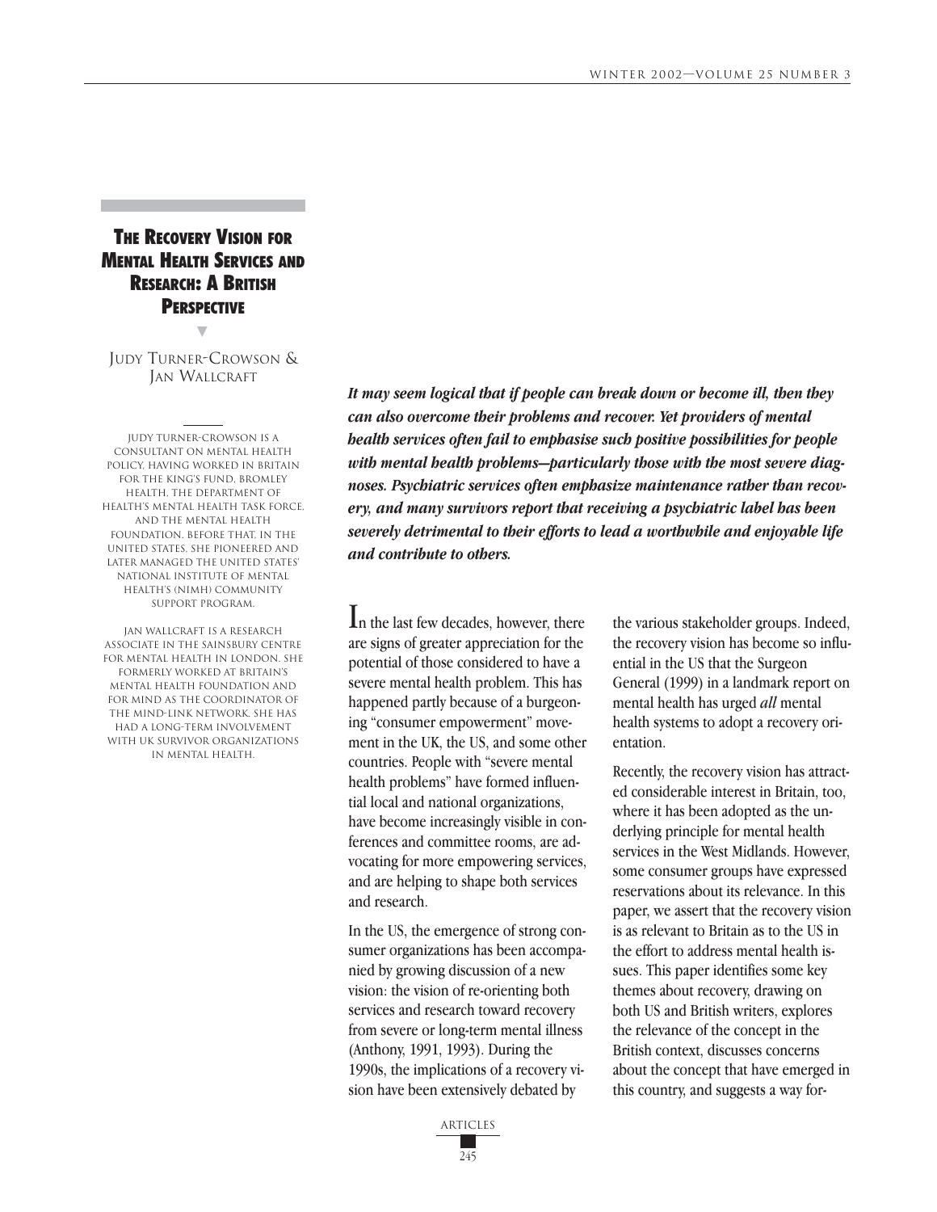# The Recovery Vision for Mental Health Services and Research: A British Perspective

Judy Turner-Crowson & Jan Wallcraft

Judy Turner-Crowson is a consultant on mental health policy, having worked in Britain for the King's Fund, Bromley Health, the Department of Health's Mental Health Task Force, and the Mental Health Foundation. Before that, in the United States, she pioneered and later managed the United States' National Institute of Mental Health's (NIMH) Community Support Program.

Jan Wallcraft is a research associate in the Sainsbury Centre for Mental Health in London. She formerly worked at Britain's Mental Health Foundation and for MIND as the coordinator of the MIND-Link network. She has had a long-term involvement with UK survivor organizations in mental health.

***It may seem logical that if people can break down or become ill, then they can also overcome their problems and recover. Yet providers of mental health services often fail to emphasise such positive possibilities for people with mental health problems—particularly those with the most severe diagnoses. Psychiatric services often emphasize maintenance rather than recovery, and many survivors report that receiving a psychiatric label has been severely detrimental to their efforts to lead a worthwhile and enjoyable life and contribute to others.***

In the last few decades, however, there are signs of greater appreciation for the potential of those considered to have a severe mental health problem. This has happened partly because of a burgeoning "consumer empowerment" movement in the UK, the US, and some other countries. People with "severe mental health problems" have formed influential local and national organizations, have become increasingly visible in conferences and committee rooms, are advocating for more empowering services, and are helping to shape both services and research.

In the US, the emergence of strong consumer organizations has been accompanied by growing discussion of a new vision: the vision of re-orienting both services and research toward recovery from severe or long-term mental illness (Anthony, 1991, 1993). During the 1990s, the implications of a recovery vision have been extensively debated by the various stakeholder groups. Indeed, the recovery vision has become so influential in the US that the Surgeon General (1999) in a landmark report on mental health has urged *all* mental health systems to adopt a recovery orientation.

Recently, the recovery vision has attracted considerable interest in Britain, too, where it has been adopted as the underlying principle for mental health services in the West Midlands. However, some consumer groups have expressed reservations about its relevance. In this paper, we assert that the recovery vision is as relevant to Britain as to the US in the effort to address mental health issues. This paper identifies some key themes about recovery, drawing on both US and British writers, explores the relevance of the concept in the British context, discusses concerns about the concept that have emerged in this country, and suggests a way for-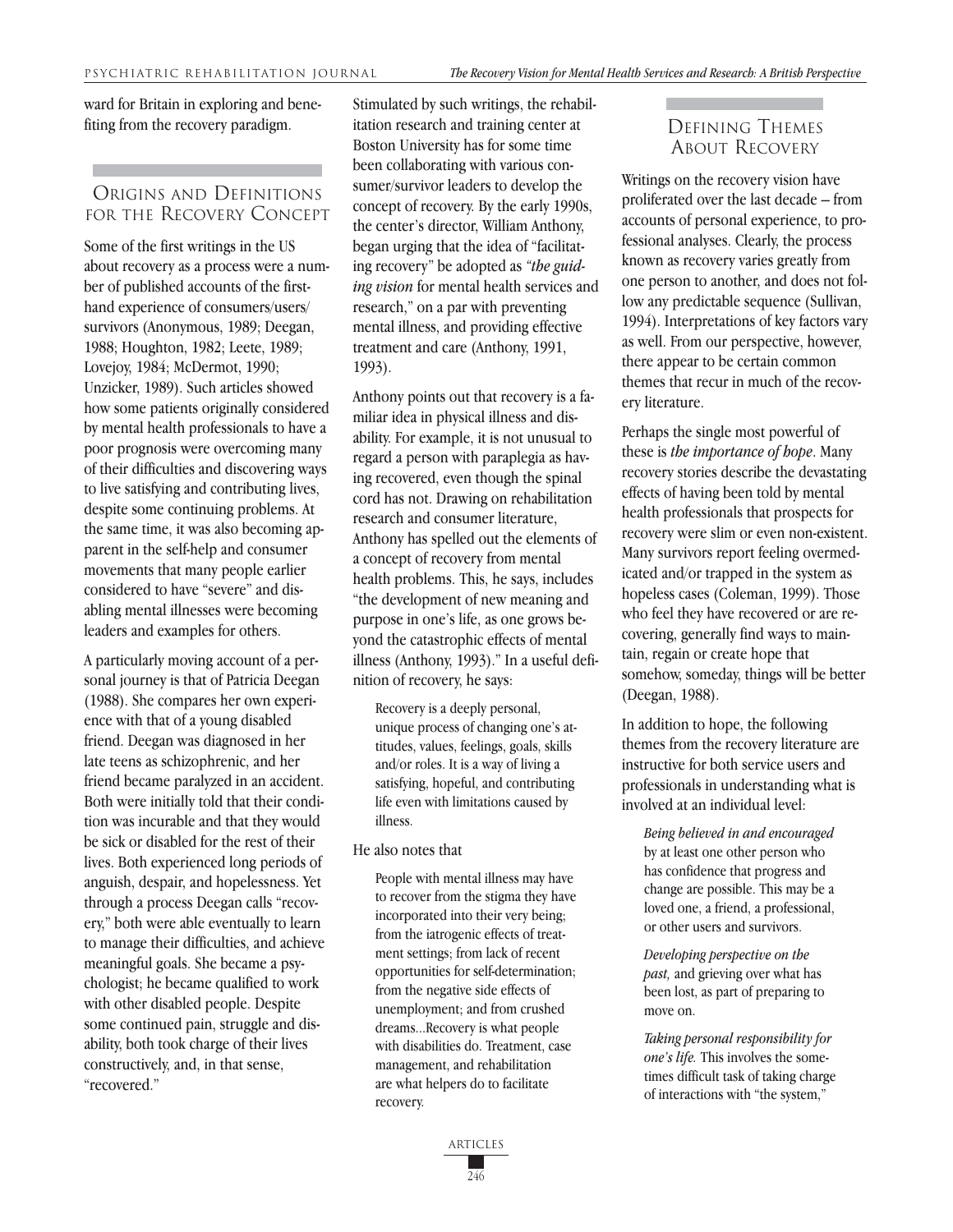ward for Britain in exploring and benefiting from the recovery paradigm.

## Origins and Definitions for the Recovery Concept

Some of the first writings in the US about recovery as a process were a number of published accounts of the first-hand experience of consumers/users/survivors (Anonymous, 1989; Deegan, 1988; Houghton, 1982; Leete, 1989; Lovejoy, 1984; McDermot, 1990; Unzicker, 1989). Such articles showed how some patients originally considered by mental health professionals to have a poor prognosis were overcoming many of their difficulties and discovering ways to live satisfying and contributing lives, despite some continuing problems. At the same time, it was also becoming apparent in the self-help and consumer movements that many people earlier considered to have "severe" and disabling mental illnesses were becoming leaders and examples for others.

A particularly moving account of a personal journey is that of Patricia Deegan (1988). She compares her own experience with that of a young disabled friend. Deegan was diagnosed in her late teens as schizophrenic, and her friend became paralyzed in an accident. Both were initially told that their condition was incurable and that they would be sick or disabled for the rest of their lives. Both experienced long periods of anguish, despair, and hopelessness. Yet through a process Deegan calls "recovery," both were able eventually to learn to manage their difficulties, and achieve meaningful goals. She became a psychologist; he became qualified to work with other disabled people. Despite some continued pain, struggle and disability, both took charge of their lives constructively, and, in that sense, "recovered."

Stimulated by such writings, the rehabilitation research and training center at Boston University has for some time been collaborating with various consumer/survivor leaders to develop the concept of recovery. By the early 1990s, the center's director, William Anthony, began urging that the idea of "facilitating recovery" be adopted as *"the guiding vision* for mental health services and research," on a par with preventing mental illness, and providing effective treatment and care (Anthony, 1991, 1993).

Anthony points out that recovery is a familiar idea in physical illness and disability. For example, it is not unusual to regard a person with paraplegia as having recovered, even though the spinal cord has not. Drawing on rehabilitation research and consumer literature, Anthony has spelled out the elements of a concept of recovery from mental health problems. This, he says, includes "the development of new meaning and purpose in one's life, as one grows beyond the catastrophic effects of mental illness (Anthony, 1993)." In a useful definition of recovery, he says:

> Recovery is a deeply personal, unique process of changing one's attitudes, values, feelings, goals, skills and/or roles. It is a way of living a satisfying, hopeful, and contributing life even with limitations caused by illness.

He also notes that

> People with mental illness may have to recover from the stigma they have incorporated into their very being; from the iatrogenic effects of treatment settings; from lack of recent opportunities for self-determination; from the negative side effects of unemployment; and from crushed dreams...Recovery is what people with disabilities do. Treatment, case management, and rehabilitation are what helpers do to facilitate recovery.

## Defining Themes About Recovery

Writings on the recovery vision have proliferated over the last decade – from accounts of personal experience, to professional analyses. Clearly, the process known as recovery varies greatly from one person to another, and does not follow any predictable sequence (Sullivan, 1994). Interpretations of key factors vary as well. From our perspective, however, there appear to be certain common themes that recur in much of the recovery literature.

Perhaps the single most powerful of these is *the importance of hope*. Many recovery stories describe the devastating effects of having been told by mental health professionals that prospects for recovery were slim or even non-existent. Many survivors report feeling overmedicated and/or trapped in the system as hopeless cases (Coleman, 1999). Those who feel they have recovered or are recovering, generally find ways to maintain, regain or create hope that somehow, someday, things will be better (Deegan, 1988).

In addition to hope, the following themes from the recovery literature are instructive for both service users and professionals in understanding what is involved at an individual level:

> *Being believed in and encouraged* by at least one other person who has confidence that progress and change are possible. This may be a loved one, a friend, a professional, or other users and survivors.
>
> *Developing perspective on the past,* and grieving over what has been lost, as part of preparing to move on.
>
> *Taking personal responsibility for one's life.* This involves the sometimes difficult task of taking charge of interactions with "the system,"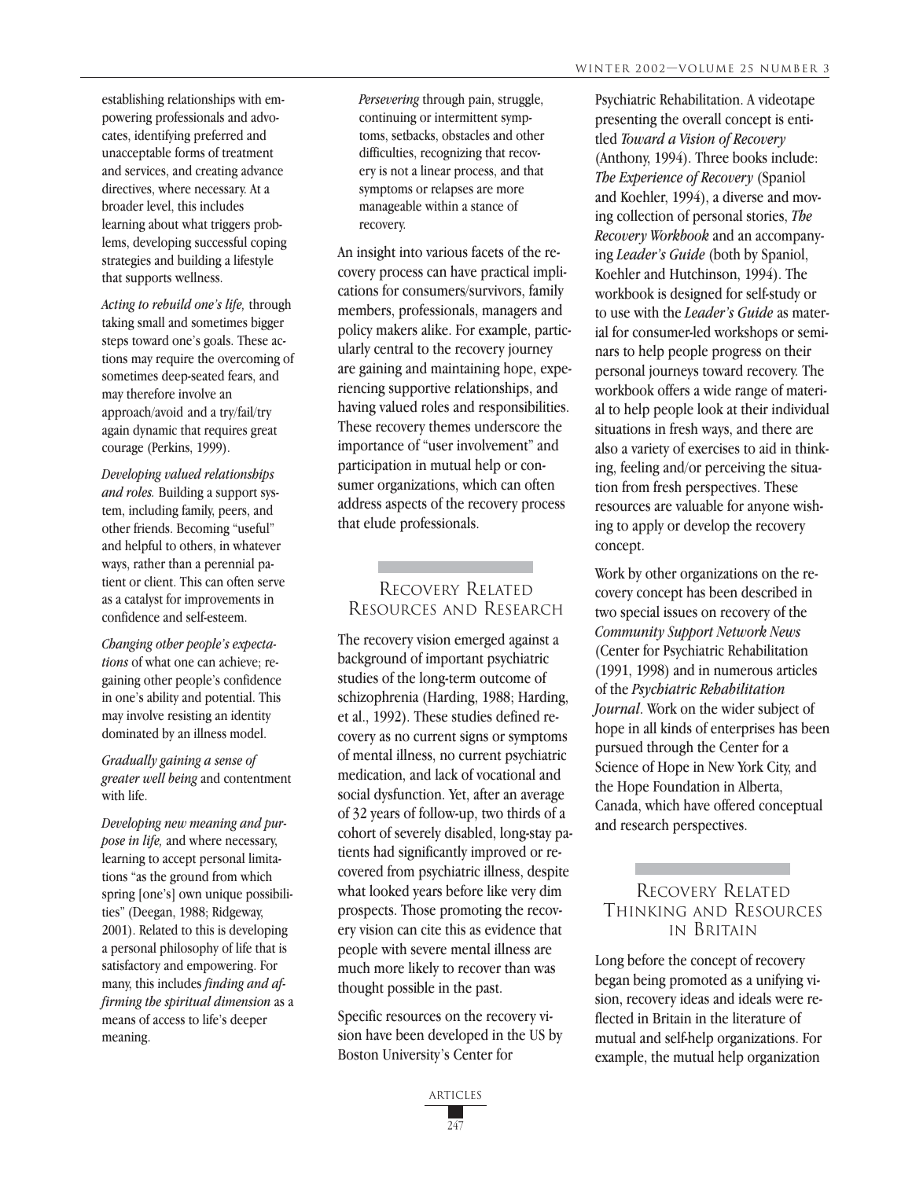establishing relationships with empowering professionals and advocates, identifying preferred and unacceptable forms of treatment and services, and creating advance directives, where necessary. At a broader level, this includes learning about what triggers problems, developing successful coping strategies and building a lifestyle that supports wellness.

*Acting to rebuild one's life,* through taking small and sometimes bigger steps toward one's goals. These actions may require the overcoming of sometimes deep-seated fears, and may therefore involve an approach/avoid and a try/fail/try again dynamic that requires great courage (Perkins, 1999).

*Developing valued relationships and roles.* Building a support system, including family, peers, and other friends. Becoming "useful" and helpful to others, in whatever ways, rather than a perennial patient or client. This can often serve as a catalyst for improvements in confidence and self-esteem.

*Changing other people's expectations* of what one can achieve; regaining other people's confidence in one's ability and potential. This may involve resisting an identity dominated by an illness model.

*Gradually gaining a sense of greater well being* and contentment with life.

*Developing new meaning and purpose in life,* and where necessary, learning to accept personal limitations "as the ground from which spring [one's] own unique possibilities" (Deegan, 1988; Ridgeway, 2001). Related to this is developing a personal philosophy of life that is satisfactory and empowering. For many, this includes *finding and affirming the spiritual dimension* as a means of access to life's deeper meaning.

*Persevering* through pain, struggle, continuing or intermittent symptoms, setbacks, obstacles and other difficulties, recognizing that recovery is not a linear process, and that symptoms or relapses are more manageable within a stance of recovery.

An insight into various facets of the recovery process can have practical implications for consumers/survivors, family members, professionals, managers and policy makers alike. For example, particularly central to the recovery journey are gaining and maintaining hope, experiencing supportive relationships, and having valued roles and responsibilities. These recovery themes underscore the importance of "user involvement" and participation in mutual help or consumer organizations, which can often address aspects of the recovery process that elude professionals.

## Recovery Related Resources and Research

The recovery vision emerged against a background of important psychiatric studies of the long-term outcome of schizophrenia (Harding, 1988; Harding, et al., 1992). These studies defined recovery as no current signs or symptoms of mental illness, no current psychiatric medication, and lack of vocational and social dysfunction. Yet, after an average of 32 years of follow-up, two thirds of a cohort of severely disabled, long-stay patients had significantly improved or recovered from psychiatric illness, despite what looked years before like very dim prospects. Those promoting the recovery vision can cite this as evidence that people with severe mental illness are much more likely to recover than was thought possible in the past.

Specific resources on the recovery vision have been developed in the US by Boston University's Center for Psychiatric Rehabilitation. A videotape presenting the overall concept is entitled *Toward a Vision of Recovery* (Anthony, 1994). Three books include: *The Experience of Recovery* (Spaniol and Koehler, 1994), a diverse and moving collection of personal stories, *The Recovery Workbook* and an accompanying *Leader's Guide* (both by Spaniol, Koehler and Hutchinson, 1994). The workbook is designed for self-study or to use with the *Leader's Guide* as material for consumer-led workshops or seminars to help people progress on their personal journeys toward recovery. The workbook offers a wide range of material to help people look at their individual situations in fresh ways, and there are also a variety of exercises to aid in thinking, feeling and/or perceiving the situation from fresh perspectives. These resources are valuable for anyone wishing to apply or develop the recovery concept.

Work by other organizations on the recovery concept has been described in two special issues on recovery of the *Community Support Network News* (Center for Psychiatric Rehabilitation (1991, 1998) and in numerous articles of the *Psychiatric Rehabilitation Journal*. Work on the wider subject of hope in all kinds of enterprises has been pursued through the Center for a Science of Hope in New York City, and the Hope Foundation in Alberta, Canada, which have offered conceptual and research perspectives.

## Recovery Related Thinking and Resources in Britain

Long before the concept of recovery began being promoted as a unifying vision, recovery ideas and ideals were reflected in Britain in the literature of mutual and self-help organizations. For example, the mutual help organization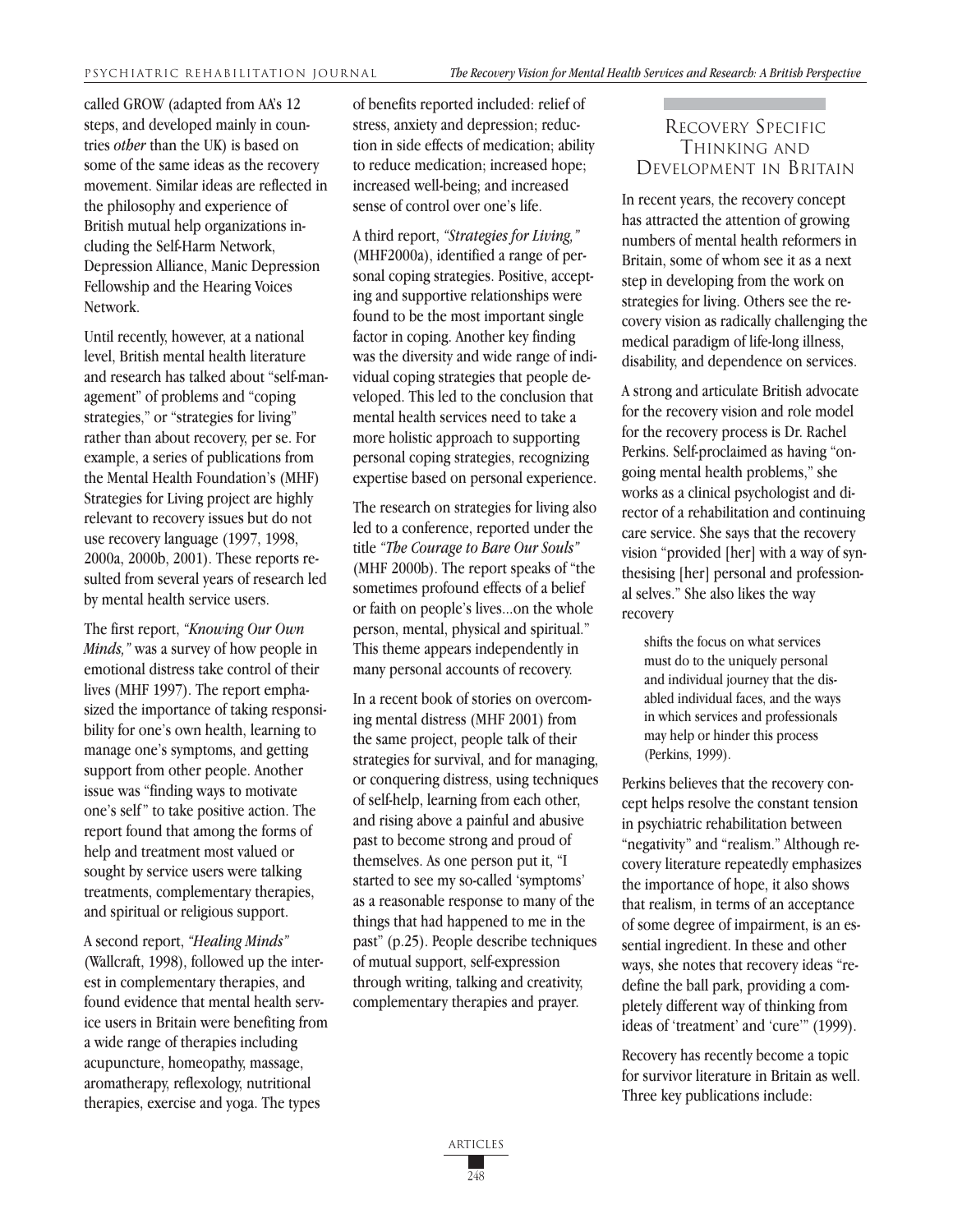called GROW (adapted from AA's 12 steps, and developed mainly in countries *other* than the UK) is based on some of the same ideas as the recovery movement. Similar ideas are reflected in the philosophy and experience of British mutual help organizations including the Self-Harm Network, Depression Alliance, Manic Depression Fellowship and the Hearing Voices Network.

Until recently, however, at a national level, British mental health literature and research has talked about "self-management" of problems and "coping strategies," or "strategies for living" rather than about recovery, per se. For example, a series of publications from the Mental Health Foundation's (MHF) Strategies for Living project are highly relevant to recovery issues but do not use recovery language (1997, 1998, 2000a, 2000b, 2001). These reports resulted from several years of research led by mental health service users.

The first report, *"Knowing Our Own Minds,"* was a survey of how people in emotional distress take control of their lives (MHF 1997). The report emphasized the importance of taking responsibility for one's own health, learning to manage one's symptoms, and getting support from other people. Another issue was "finding ways to motivate one's self" to take positive action. The report found that among the forms of help and treatment most valued or sought by service users were talking treatments, complementary therapies, and spiritual or religious support.

A second report, *"Healing Minds"* (Wallcraft, 1998), followed up the interest in complementary therapies, and found evidence that mental health service users in Britain were benefiting from a wide range of therapies including acupuncture, homeopathy, massage, aromatherapy, reflexology, nutritional therapies, exercise and yoga. The types of benefits reported included: relief of stress, anxiety and depression; reduction in side effects of medication; ability to reduce medication; increased hope; increased well-being; and increased sense of control over one's life.

A third report, *"Strategies for Living,"* (MHF2000a), identified a range of personal coping strategies. Positive, accepting and supportive relationships were found to be the most important single factor in coping. Another key finding was the diversity and wide range of individual coping strategies that people developed. This led to the conclusion that mental health services need to take a more holistic approach to supporting personal coping strategies, recognizing expertise based on personal experience.

The research on strategies for living also led to a conference, reported under the title *"The Courage to Bare Our Souls"* (MHF 2000b). The report speaks of "the sometimes profound effects of a belief or faith on people's lives...on the whole person, mental, physical and spiritual." This theme appears independently in many personal accounts of recovery.

In a recent book of stories on overcoming mental distress (MHF 2001) from the same project, people talk of their strategies for survival, and for managing, or conquering distress, using techniques of self-help, learning from each other, and rising above a painful and abusive past to become strong and proud of themselves. As one person put it, "I started to see my so-called 'symptoms' as a reasonable response to many of the things that had happened to me in the past" (p.25). People describe techniques of mutual support, self-expression through writing, talking and creativity, complementary therapies and prayer.

## Recovery Specific Thinking and Development in Britain

In recent years, the recovery concept has attracted the attention of growing numbers of mental health reformers in Britain, some of whom see it as a next step in developing from the work on strategies for living. Others see the recovery vision as radically challenging the medical paradigm of life-long illness, disability, and dependence on services.

A strong and articulate British advocate for the recovery vision and role model for the recovery process is Dr. Rachel Perkins. Self-proclaimed as having "ongoing mental health problems," she works as a clinical psychologist and director of a rehabilitation and continuing care service. She says that the recovery vision "provided [her] with a way of synthesising [her] personal and professional selves." She also likes the way recovery

> shifts the focus on what services must do to the uniquely personal and individual journey that the disabled individual faces, and the ways in which services and professionals may help or hinder this process (Perkins, 1999).

Perkins believes that the recovery concept helps resolve the constant tension in psychiatric rehabilitation between "negativity" and "realism." Although recovery literature repeatedly emphasizes the importance of hope, it also shows that realism, in terms of an acceptance of some degree of impairment, is an essential ingredient. In these and other ways, she notes that recovery ideas "redefine the ball park, providing a completely different way of thinking from ideas of 'treatment' and 'cure'" (1999).

Recovery has recently become a topic for survivor literature in Britain as well. Three key publications include: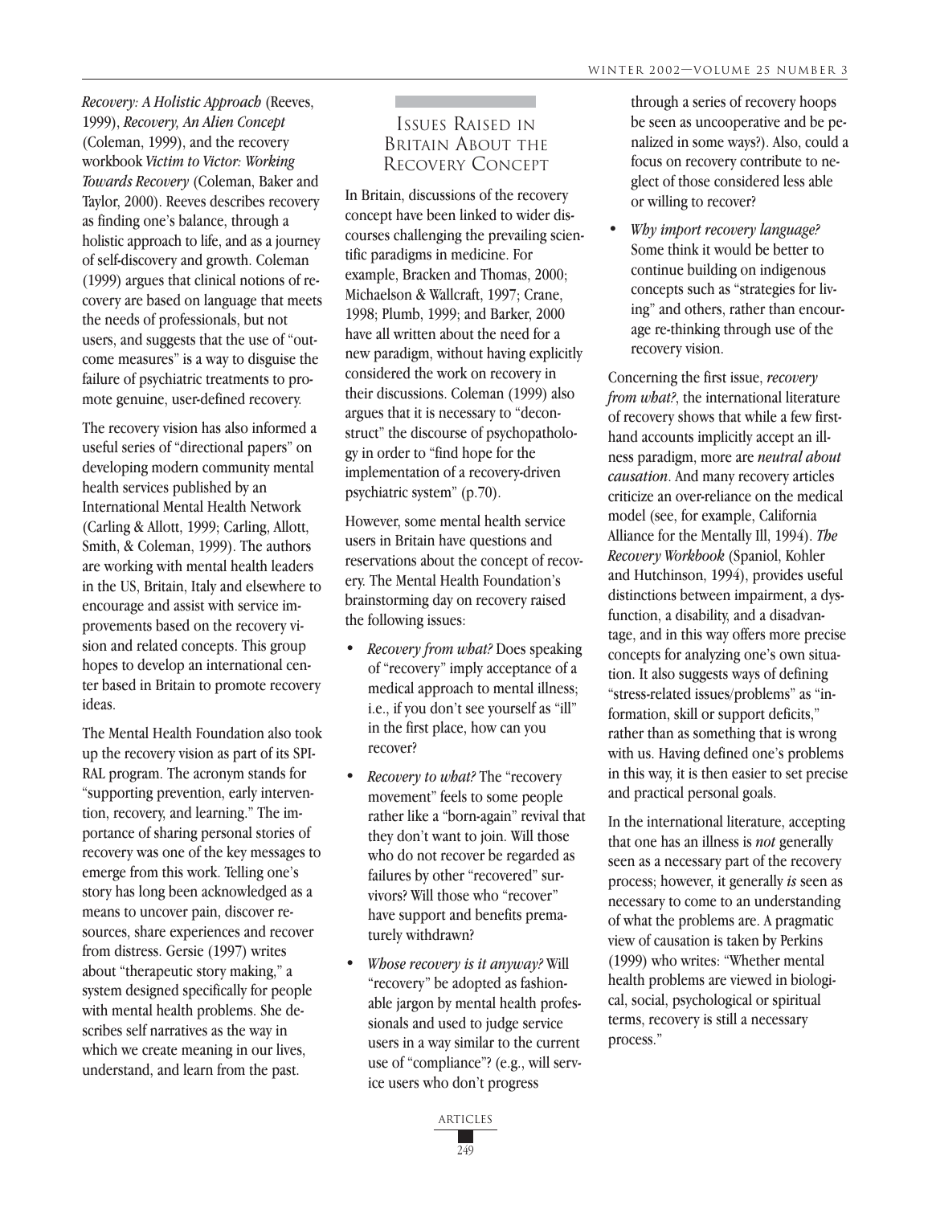*Recovery: A Holistic Approach* (Reeves, 1999), *Recovery, An Alien Concept* (Coleman, 1999), and the recovery workbook *Victim to Victor: Working Towards Recovery* (Coleman, Baker and Taylor, 2000). Reeves describes recovery as finding one's balance, through a holistic approach to life, and as a journey of self-discovery and growth. Coleman (1999) argues that clinical notions of recovery are based on language that meets the needs of professionals, but not users, and suggests that the use of "outcome measures" is a way to disguise the failure of psychiatric treatments to promote genuine, user-defined recovery.

The recovery vision has also informed a useful series of "directional papers" on developing modern community mental health services published by an International Mental Health Network (Carling & Allott, 1999; Carling, Allott, Smith, & Coleman, 1999). The authors are working with mental health leaders in the US, Britain, Italy and elsewhere to encourage and assist with service improvements based on the recovery vision and related concepts. This group hopes to develop an international center based in Britain to promote recovery ideas.

The Mental Health Foundation also took up the recovery vision as part of its SPIRAL program. The acronym stands for "supporting prevention, early intervention, recovery, and learning." The importance of sharing personal stories of recovery was one of the key messages to emerge from this work. Telling one's story has long been acknowledged as a means to uncover pain, discover resources, share experiences and recover from distress. Gersie (1997) writes about "therapeutic story making," a system designed specifically for people with mental health problems. She describes self narratives as the way in which we create meaning in our lives, understand, and learn from the past.

## Issues Raised in Britain About the Recovery Concept

In Britain, discussions of the recovery concept have been linked to wider discourses challenging the prevailing scientific paradigms in medicine. For example, Bracken and Thomas, 2000; Michaelson & Wallcraft, 1997; Crane, 1998; Plumb, 1999; and Barker, 2000 have all written about the need for a new paradigm, without having explicitly considered the work on recovery in their discussions. Coleman (1999) also argues that it is necessary to "deconstruct" the discourse of psychopathology in order to "find hope for the implementation of a recovery-driven psychiatric system" (p.70).

However, some mental health service users in Britain have questions and reservations about the concept of recovery. The Mental Health Foundation's brainstorming day on recovery raised the following issues:

- *Recovery from what?* Does speaking of "recovery" imply acceptance of a medical approach to mental illness; i.e., if you don't see yourself as "ill" in the first place, how can you recover?
- *Recovery to what?* The "recovery movement" feels to some people rather like a "born-again" revival that they don't want to join. Will those who do not recover be regarded as failures by other "recovered" survivors? Will those who "recover" have support and benefits prematurely withdrawn?
- *Whose recovery is it anyway?* Will "recovery" be adopted as fashionable jargon by mental health professionals and used to judge service users in a way similar to the current use of "compliance"? (e.g., will service users who don't progress through a series of recovery hoops be seen as uncooperative and be penalized in some ways?). Also, could a focus on recovery contribute to neglect of those considered less able or willing to recover?
- *Why import recovery language?* Some think it would be better to continue building on indigenous concepts such as "strategies for living" and others, rather than encourage re-thinking through use of the recovery vision.

Concerning the first issue, *recovery from what?*, the international literature of recovery shows that while a few first-hand accounts implicitly accept an illness paradigm, more are *neutral about causation*. And many recovery articles criticize an over-reliance on the medical model (see, for example, California Alliance for the Mentally Ill, 1994). *The Recovery Workbook* (Spaniol, Kohler and Hutchinson, 1994), provides useful distinctions between impairment, a dysfunction, a disability, and a disadvantage, and in this way offers more precise concepts for analyzing one's own situation. It also suggests ways of defining "stress-related issues/problems" as "information, skill or support deficits," rather than as something that is wrong with us. Having defined one's problems in this way, it is then easier to set precise and practical personal goals.

In the international literature, accepting that one has an illness is *not* generally seen as a necessary part of the recovery process; however, it generally *is* seen as necessary to come to an understanding of what the problems are. A pragmatic view of causation is taken by Perkins (1999) who writes: "Whether mental health problems are viewed in biological, social, psychological or spiritual terms, recovery is still a necessary process."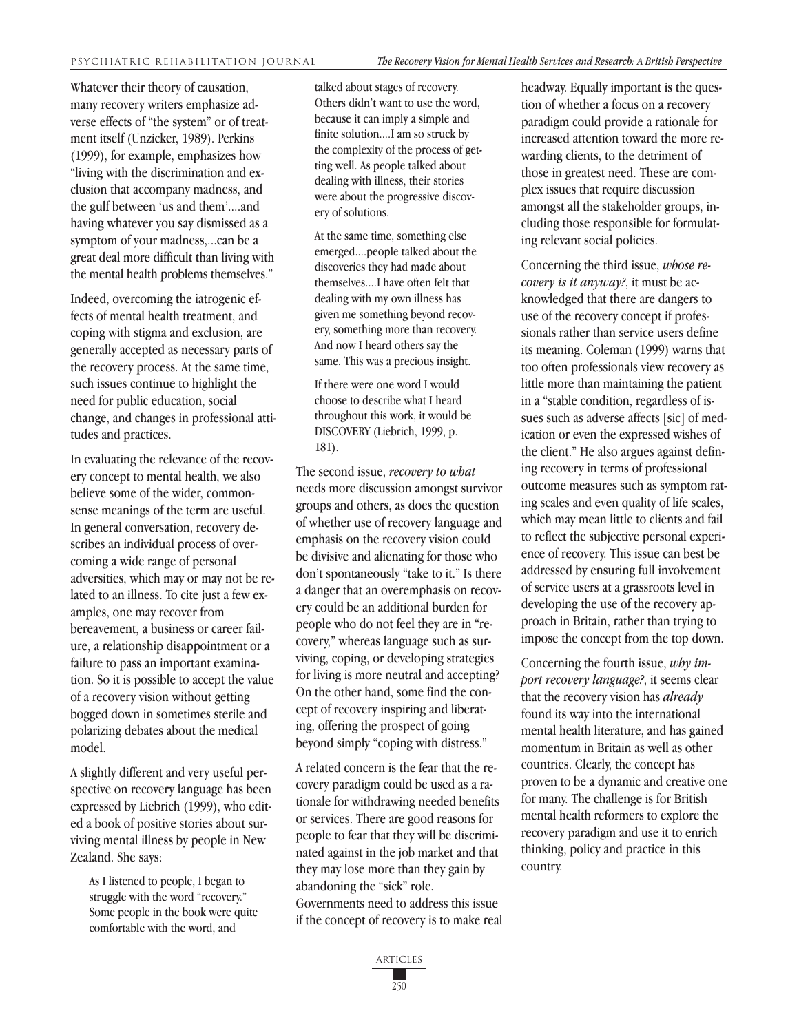Whatever their theory of causation, many recovery writers emphasize adverse effects of "the system" or of treatment itself (Unzicker, 1989). Perkins (1999), for example, emphasizes how "living with the discrimination and exclusion that accompany madness, and the gulf between 'us and them'....and having whatever you say dismissed as a symptom of your madness,...can be a great deal more difficult than living with the mental health problems themselves."

Indeed, overcoming the iatrogenic effects of mental health treatment, and coping with stigma and exclusion, are generally accepted as necessary parts of the recovery process. At the same time, such issues continue to highlight the need for public education, social change, and changes in professional attitudes and practices.

In evaluating the relevance of the recovery concept to mental health, we also believe some of the wider, commonsense meanings of the term are useful. In general conversation, recovery describes an individual process of overcoming a wide range of personal adversities, which may or may not be related to an illness. To cite just a few examples, one may recover from bereavement, a business or career failure, a relationship disappointment or a failure to pass an important examination. So it is possible to accept the value of a recovery vision without getting bogged down in sometimes sterile and polarizing debates about the medical model.

A slightly different and very useful perspective on recovery language has been expressed by Liebrich (1999), who edited a book of positive stories about surviving mental illness by people in New Zealand. She says:

> As I listened to people, I began to struggle with the word "recovery." Some people in the book were quite comfortable with the word, and talked about stages of recovery. Others didn't want to use the word, because it can imply a simple and finite solution....I am so struck by the complexity of the process of getting well. As people talked about dealing with illness, their stories were about the progressive discovery of solutions.
>
> At the same time, something else emerged....people talked about the discoveries they had made about themselves....I have often felt that dealing with my own illness has given me something beyond recovery, something more than recovery. And now I heard others say the same. This was a precious insight.
>
> If there were one word I would choose to describe what I heard throughout this work, it would be DISCOVERY (Liebrich, 1999, p. 181).

The second issue, *recovery to what* needs more discussion amongst survivor groups and others, as does the question of whether use of recovery language and emphasis on the recovery vision could be divisive and alienating for those who don't spontaneously "take to it." Is there a danger that an overemphasis on recovery could be an additional burden for people who do not feel they are in "recovery," whereas language such as surviving, coping, or developing strategies for living is more neutral and accepting? On the other hand, some find the concept of recovery inspiring and liberating, offering the prospect of going beyond simply "coping with distress."

A related concern is the fear that the recovery paradigm could be used as a rationale for withdrawing needed benefits or services. There are good reasons for people to fear that they will be discriminated against in the job market and that they may lose more than they gain by abandoning the "sick" role. Governments need to address this issue if the concept of recovery is to make real headway. Equally important is the question of whether a focus on a recovery paradigm could provide a rationale for increased attention toward the more rewarding clients, to the detriment of those in greatest need. These are complex issues that require discussion amongst all the stakeholder groups, including those responsible for formulating relevant social policies.

Concerning the third issue, *whose recovery is it anyway?*, it must be acknowledged that there are dangers to use of the recovery concept if professionals rather than service users define its meaning. Coleman (1999) warns that too often professionals view recovery as little more than maintaining the patient in a "stable condition, regardless of issues such as adverse affects [sic] of medication or even the expressed wishes of the client." He also argues against defining recovery in terms of professional outcome measures such as symptom rating scales and even quality of life scales, which may mean little to clients and fail to reflect the subjective personal experience of recovery. This issue can best be addressed by ensuring full involvement of service users at a grassroots level in developing the use of the recovery approach in Britain, rather than trying to impose the concept from the top down.

Concerning the fourth issue, *why import recovery language?*, it seems clear that the recovery vision has *already* found its way into the international mental health literature, and has gained momentum in Britain as well as other countries. Clearly, the concept has proven to be a dynamic and creative one for many. The challenge is for British mental health reformers to explore the recovery paradigm and use it to enrich thinking, policy and practice in this country.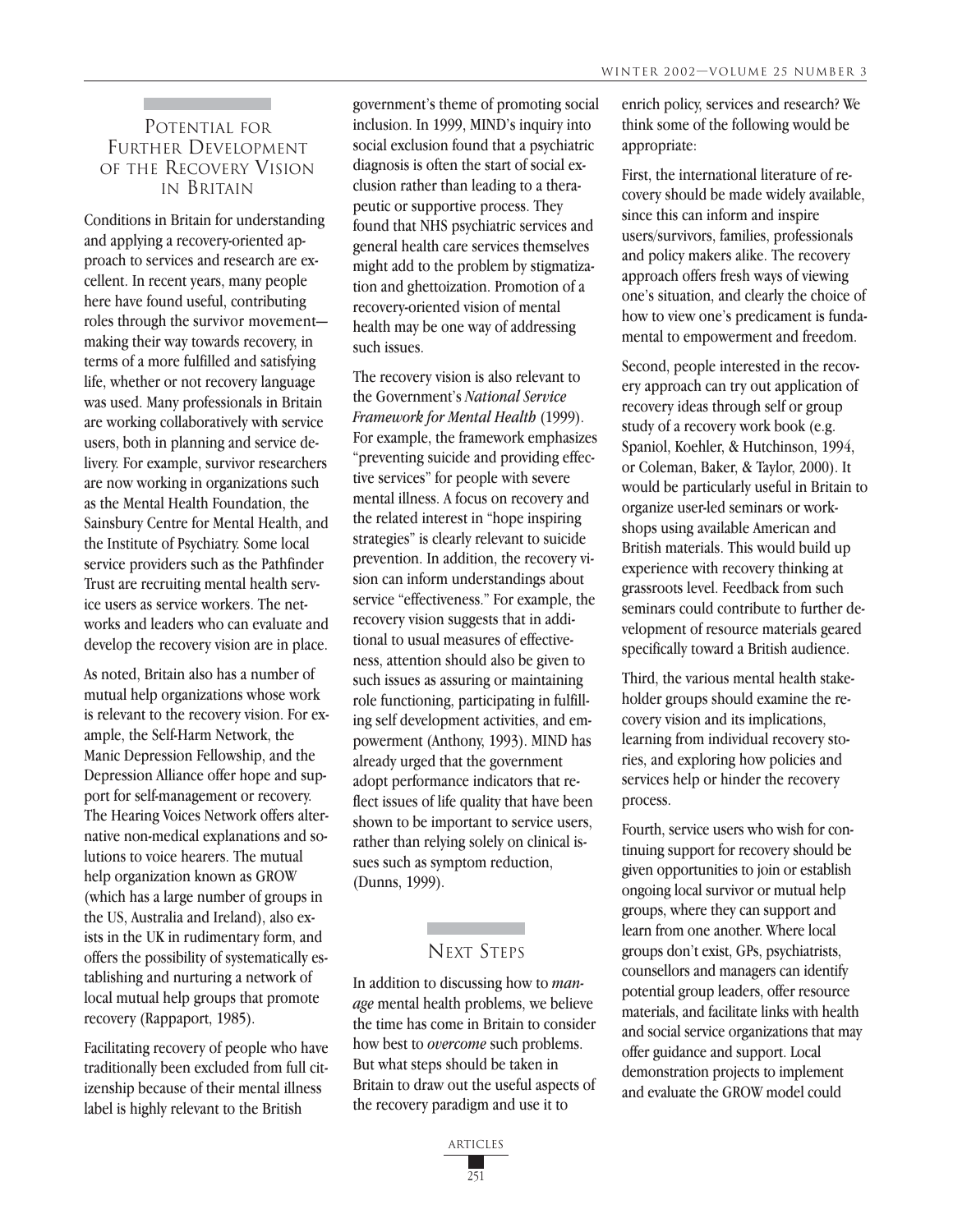## Potential for Further Development of the Recovery Vision in Britain

Conditions in Britain for understanding and applying a recovery-oriented approach to services and research are excellent. In recent years, many people here have found useful, contributing roles through the survivor movement—making their way towards recovery, in terms of a more fulfilled and satisfying life, whether or not recovery language was used. Many professionals in Britain are working collaboratively with service users, both in planning and service delivery. For example, survivor researchers are now working in organizations such as the Mental Health Foundation, the Sainsbury Centre for Mental Health, and the Institute of Psychiatry. Some local service providers such as the Pathfinder Trust are recruiting mental health service users as service workers. The networks and leaders who can evaluate and develop the recovery vision are in place.

As noted, Britain also has a number of mutual help organizations whose work is relevant to the recovery vision. For example, the Self-Harm Network, the Manic Depression Fellowship, and the Depression Alliance offer hope and support for self-management or recovery. The Hearing Voices Network offers alternative non-medical explanations and solutions to voice hearers. The mutual help organization known as GROW (which has a large number of groups in the US, Australia and Ireland), also exists in the UK in rudimentary form, and offers the possibility of systematically establishing and nurturing a network of local mutual help groups that promote recovery (Rappaport, 1985).

Facilitating recovery of people who have traditionally been excluded from full citizenship because of their mental illness label is highly relevant to the British government's theme of promoting social inclusion. In 1999, MIND's inquiry into social exclusion found that a psychiatric diagnosis is often the start of social exclusion rather than leading to a therapeutic or supportive process. They found that NHS psychiatric services and general health care services themselves might add to the problem by stigmatization and ghettoization. Promotion of a recovery-oriented vision of mental health may be one way of addressing such issues.

The recovery vision is also relevant to the Government's *National Service Framework for Mental Health* (1999). For example, the framework emphasizes "preventing suicide and providing effective services" for people with severe mental illness. A focus on recovery and the related interest in "hope inspiring strategies" is clearly relevant to suicide prevention. In addition, the recovery vision can inform understandings about service "effectiveness." For example, the recovery vision suggests that in additional to usual measures of effectiveness, attention should also be given to such issues as assuring or maintaining role functioning, participating in fulfilling self development activities, and empowerment (Anthony, 1993). MIND has already urged that the government adopt performance indicators that reflect issues of life quality that have been shown to be important to service users, rather than relying solely on clinical issues such as symptom reduction, (Dunns, 1999).

## Next Steps

In addition to discussing how to *manage* mental health problems, we believe the time has come in Britain to consider how best to *overcome* such problems. But what steps should be taken in Britain to draw out the useful aspects of the recovery paradigm and use it to enrich policy, services and research? We think some of the following would be appropriate:

First, the international literature of recovery should be made widely available, since this can inform and inspire users/survivors, families, professionals and policy makers alike. The recovery approach offers fresh ways of viewing one's situation, and clearly the choice of how to view one's predicament is fundamental to empowerment and freedom.

Second, people interested in the recovery approach can try out application of recovery ideas through self or group study of a recovery work book (e.g. Spaniol, Koehler, & Hutchinson, 1994, or Coleman, Baker, & Taylor, 2000). It would be particularly useful in Britain to organize user-led seminars or workshops using available American and British materials. This would build up experience with recovery thinking at grassroots level. Feedback from such seminars could contribute to further development of resource materials geared specifically toward a British audience.

Third, the various mental health stakeholder groups should examine the recovery vision and its implications, learning from individual recovery stories, and exploring how policies and services help or hinder the recovery process.

Fourth, service users who wish for continuing support for recovery should be given opportunities to join or establish ongoing local survivor or mutual help groups, where they can support and learn from one another. Where local groups don't exist, GPs, psychiatrists, counsellors and managers can identify potential group leaders, offer resource materials, and facilitate links with health and social service organizations that may offer guidance and support. Local demonstration projects to implement and evaluate the GROW model could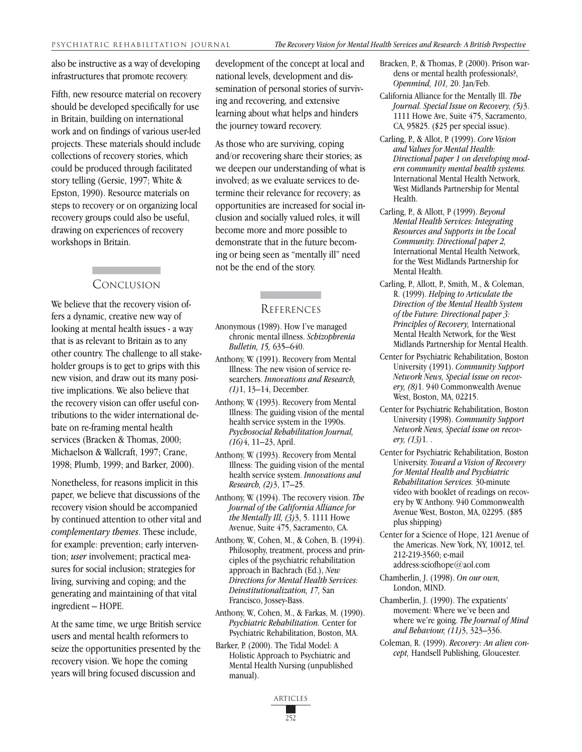also be instructive as a way of developing infrastructures that promote recovery.

Fifth, new resource material on recovery should be developed specifically for use in Britain, building on international work and on findings of various user-led projects. These materials should include collections of recovery stories, which could be produced through facilitated story telling (Gersie, 1997; White & Epston, 1990). Resource materials on steps to recovery or on organizing local recovery groups could also be useful, drawing on experiences of recovery workshops in Britain.

## Conclusion

We believe that the recovery vision offers a dynamic, creative new way of looking at mental health issues - a way that is as relevant to Britain as to any other country. The challenge to all stakeholder groups is to get to grips with this new vision, and draw out its many positive implications. We also believe that the recovery vision can offer useful contributions to the wider international debate on re-framing mental health services (Bracken & Thomas, 2000; Michaelson & Wallcraft, 1997; Crane, 1998; Plumb, 1999; and Barker, 2000).

Nonetheless, for reasons implicit in this paper, we believe that discussions of the recovery vision should be accompanied by continued attention to other vital and *complementary themes*. These include, for example: prevention; early intervention; *user* involvement; practical measures for social inclusion; strategies for living, surviving and coping; and the generating and maintaining of that vital ingredient – HOPE.

At the same time, we urge British service users and mental health reformers to seize the opportunities presented by the recovery vision. We hope the coming years will bring focused discussion and development of the concept at local and national levels, development and dissemination of personal stories of surviving and recovering, and extensive learning about what helps and hinders the journey toward recovery.

As those who are surviving, coping and/or recovering share their stories; as we deepen our understanding of what is involved; as we evaluate services to determine their relevance for recovery; as opportunities are increased for social inclusion and socially valued roles, it will become more and more possible to demonstrate that in the future becoming or being seen as "mentally ill" need not be the end of the story.

## References

Anonymous (1989). How I've managed chronic mental illness. *Schizophrenia Bulletin, 15,* 635–640.

Anthony, W. (1991). Recovery from Mental Illness: The new vision of service researchers. *Innovations and Research, (1)*1, 13–14, December.

Anthony, W. (1993). Recovery from Mental Illness: The guiding vision of the mental health service system in the 1990s. *Psychosocial Rehabilitation Journal, (16)*4, 11–23, April.

Anthony, W. (1993). Recovery from Mental Illness: The guiding vision of the mental health service system. *Innovations and Research, (2)*3, 17–25.

Anthony, W. (1994). The recovery vision. *The Journal of the California Alliance for the Mentally Ill, (3)*3, 5. 1111 Howe Avenue, Suite 475, Sacramento, CA.

Anthony, W., Cohen, M., & Cohen, B. (1994). Philosophy, treatment, process and principles of the psychiatric rehabilitation approach in Bachrach (Ed.), *New Directions for Mental Health Services: Deinstitutionalization, 17,* San Francisco, Jossey-Bass.

Anthony, W., Cohen, M., & Farkas, M. (1990). *Psychiatric Rehabilitation.* Center for Psychiatric Rehabilitation, Boston, MA.

Barker, P. (2000). The Tidal Model: A Holistic Approach to Psychiatric and Mental Health Nursing (unpublished manual).

Bracken, P., & Thomas, P. (2000). Prison wardens or mental health professionals?, *Openmind, 101,* 20. Jan/Feb.

California Alliance for the Mentally Ill. *The Journal. Special Issue on Recovery, (5)*3. 1111 Howe Ave, Suite 475, Sacramento, CA, 95825. ($25 per special issue).

Carling, P., & Allot, P. (1999). *Core Vision and Values for Mental Health: Directional paper 1 on developing modern community mental health systems.* International Mental Health Network, West Midlands Partnership for Mental Health.

Carling, P., & Allott, P (1999). *Beyond Mental Health Services: Integrating Resources and Supports in the Local Community. Directional paper 2,* International Mental Health Network, for the West Midlands Partnership for Mental Health.

Carling, P., Allott, P., Smith, M., & Coleman, R. (1999). *Helping to Articulate the Direction of the Mental Health System of the Future: Directional paper 3: Principles of Recovery,* International Mental Health Network, for the West Midlands Partnership for Mental Health.

Center for Psychiatric Rehabilitation, Boston University (1991). *Community Support Network News, Special issue on recovery, (8)*1. 940 Commonwealth Avenue West, Boston, MA, 02215.

Center for Psychiatric Rehabilitation, Boston University (1998). *Community Support Network News, Special issue on recovery, (13)*1. .

Center for Psychiatric Rehabilitation, Boston University. *Toward a Vision of Recovery for Mental Health and Psychiatric Rehabilitation Services.* 30-minute video with booklet of readings on recovery by W. Anthony. 940 Commonwealth Avenue West, Boston, MA, 02295. ($85 plus shipping)

Center for a Science of Hope, 121 Avenue of the Americas. New York, NY, 10012, tel. 212-219-3560; e-mail address:sciofhope@aol.com

Chamberlin, J. (1998). *On our own,* London, MIND.

Chamberlin, J. (1990). The expatients' movement: Where we've been and where we're going. *The Journal of Mind and Behaviour, (11)*3, 323–336.

Coleman, R. (1999). *Recovery: An alien concept,* Handsell Publishing, Gloucester.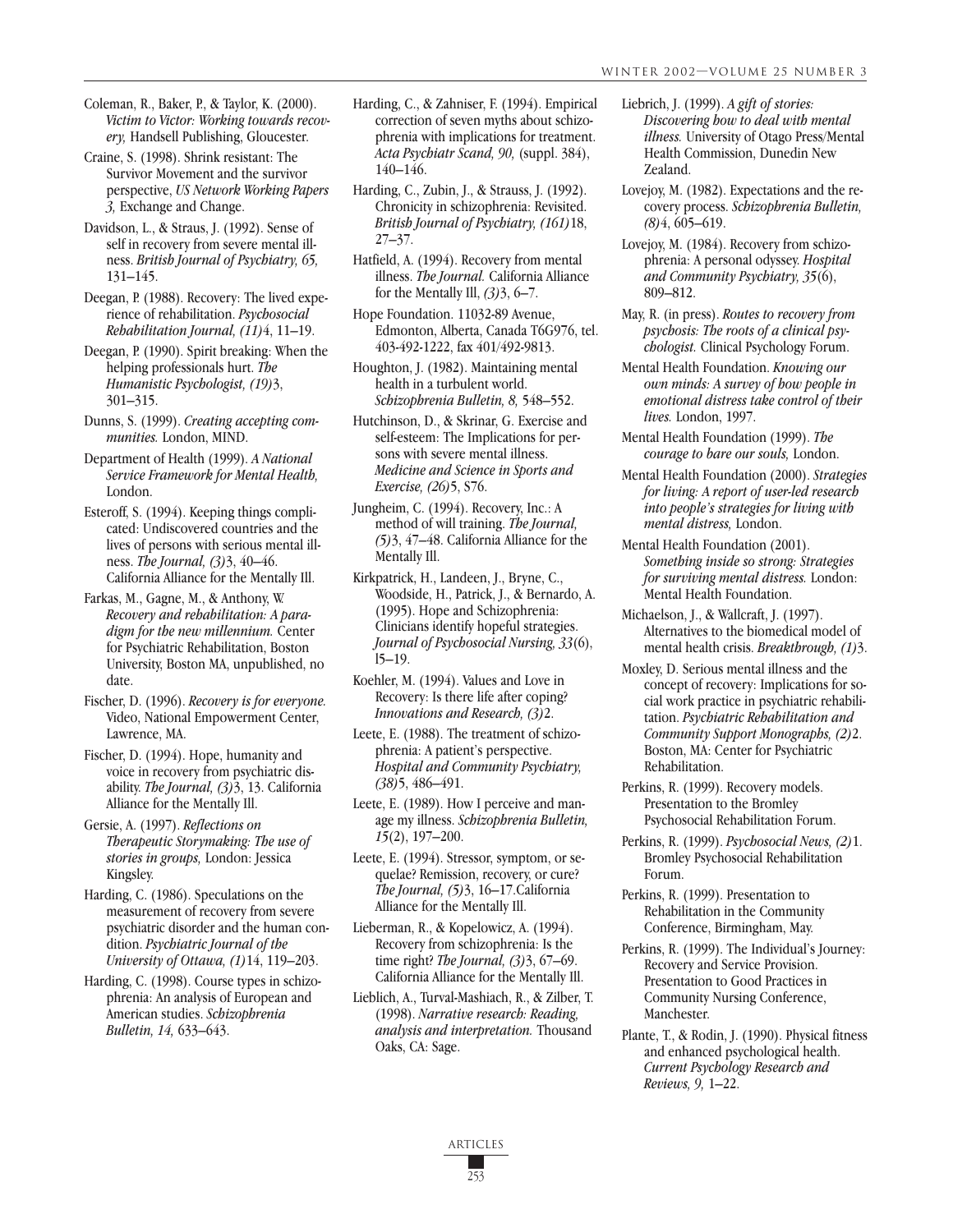Coleman, R., Baker, P., & Taylor, K. (2000). *Victim to Victor: Working towards recovery,* Handsell Publishing, Gloucester.

Craine, S. (1998). Shrink resistant: The Survivor Movement and the survivor perspective, *US Network Working Papers 3,* Exchange and Change.

Davidson, L., & Straus, J. (1992). Sense of self in recovery from severe mental illness. *British Journal of Psychiatry, 65,* 131–145.

Deegan, P. (1988). Recovery: The lived experience of rehabilitation. *Psychosocial Rehabilitation Journal, (11)*4, 11–19.

Deegan, P. (1990). Spirit breaking: When the helping professionals hurt. *The Humanistic Psychologist, (19)*3, 301–315.

Dunns, S. (1999). *Creating accepting communities.* London, MIND.

Department of Health (1999). *A National Service Framework for Mental Health,* London.

Esteroff, S. (1994). Keeping things complicated: Undiscovered countries and the lives of persons with serious mental illness. *The Journal, (3)*3, 40–46. California Alliance for the Mentally Ill.

Farkas, M., Gagne, M., & Anthony, W. *Recovery and rehabilitation: A paradigm for the new millennium.* Center for Psychiatric Rehabilitation, Boston University, Boston MA, unpublished, no date.

Fischer, D. (1996). *Recovery is for everyone.* Video, National Empowerment Center, Lawrence, MA.

Fischer, D. (1994). Hope, humanity and voice in recovery from psychiatric disability. *The Journal, (3)*3, 13. California Alliance for the Mentally Ill.

Gersie, A. (1997). *Reflections on Therapeutic Storymaking: The use of stories in groups,* London: Jessica Kingsley.

Harding, C. (1986). Speculations on the measurement of recovery from severe psychiatric disorder and the human condition. *Psychiatric Journal of the University of Ottawa, (1)*14, 119–203.

Harding, C. (1998). Course types in schizophrenia: An analysis of European and American studies. *Schizophrenia Bulletin, 14,* 633–643.

Harding, C., & Zahniser, F. (1994). Empirical correction of seven myths about schizophrenia with implications for treatment. *Acta Psychiatr Scand, 90,* (suppl. 384), 140–146.

Harding, C., Zubin, J., & Strauss, J. (1992). Chronicity in schizophrenia: Revisited. *British Journal of Psychiatry, (161)*18, 27–37.

Hatfield, A. (1994). Recovery from mental illness. *The Journal.* California Alliance for the Mentally Ill, *(3)*3, 6–7.

Hope Foundation. 11032-89 Avenue, Edmonton, Alberta, Canada T6G976, tel. 403-492-1222, fax 401/492-9813.

Houghton, J. (1982). Maintaining mental health in a turbulent world. *Schizophrenia Bulletin, 8,* 548–552.

Hutchinson, D., & Skrinar, G. Exercise and self-esteem: The Implications for persons with severe mental illness. *Medicine and Science in Sports and Exercise, (26)*5, S76.

Jungheim, C. (1994). Recovery, Inc.: A method of will training. *The Journal, (5)*3, 47–48. California Alliance for the Mentally Ill.

Kirkpatrick, H., Landeen, J., Bryne, C., Woodside, H., Patrick, J., & Bernardo, A. (1995). Hope and Schizophrenia: Clinicians identify hopeful strategies. *Journal of Psychosocial Nursing, 33*(6), l5–19.

Koehler, M. (1994). Values and Love in Recovery: Is there life after coping? *Innovations and Research, (3)*2.

Leete, E. (1988). The treatment of schizophrenia: A patient's perspective. *Hospital and Community Psychiatry, (38)*5, 486–491.

Leete, E. (1989). How I perceive and manage my illness. *Schizophrenia Bulletin, 15*(2), 197–200.

Leete, E. (1994). Stressor, symptom, or sequelae? Remission, recovery, or cure? *The Journal, (5)*3, 16–17.California Alliance for the Mentally Ill.

Lieberman, R., & Kopelowicz, A. (1994). Recovery from schizophrenia: Is the time right? *The Journal, (3)*3, 67–69. California Alliance for the Mentally Ill.

Lieblich, A., Turval-Mashiach, R., & Zilber, T. (1998). *Narrative research: Reading, analysis and interpretation.* Thousand Oaks, CA: Sage.

Liebrich, J. (1999). *A gift of stories: Discovering how to deal with mental illness.* University of Otago Press/Mental Health Commission, Dunedin New Zealand.

Lovejoy, M. (1982). Expectations and the recovery process. *Schizophrenia Bulletin, (8)*4, 605–619.

Lovejoy, M. (1984). Recovery from schizophrenia: A personal odyssey. *Hospital and Community Psychiatry, 35*(6), 809–812.

May, R. (in press). *Routes to recovery from psychosis: The roots of a clinical psychologist.* Clinical Psychology Forum.

Mental Health Foundation. *Knowing our own minds: A survey of how people in emotional distress take control of their lives.* London, 1997.

Mental Health Foundation (1999). *The courage to bare our souls,* London.

Mental Health Foundation (2000). *Strategies for living: A report of user-led research into people's strategies for living with mental distress,* London.

Mental Health Foundation (2001). *Something inside so strong: Strategies for surviving mental distress.* London: Mental Health Foundation.

Michaelson, J., & Wallcraft, J. (1997). Alternatives to the biomedical model of mental health crisis. *Breakthrough, (1)*3.

Moxley, D. Serious mental illness and the concept of recovery: Implications for social work practice in psychiatric rehabilitation. *Psychiatric Rehabilitation and Community Support Monographs, (2)*2. Boston, MA: Center for Psychiatric Rehabilitation.

Perkins, R. (1999). Recovery models. Presentation to the Bromley Psychosocial Rehabilitation Forum.

Perkins, R. (1999). *Psychosocial News, (2)*1. Bromley Psychosocial Rehabilitation Forum.

Perkins, R. (1999). Presentation to Rehabilitation in the Community Conference, Birmingham, May.

Perkins, R. (1999). The Individual's Journey: Recovery and Service Provision. Presentation to Good Practices in Community Nursing Conference, Manchester.

Plante, T., & Rodin, J. (1990). Physical fitness and enhanced psychological health. *Current Psychology Research and Reviews, 9,* 1–22.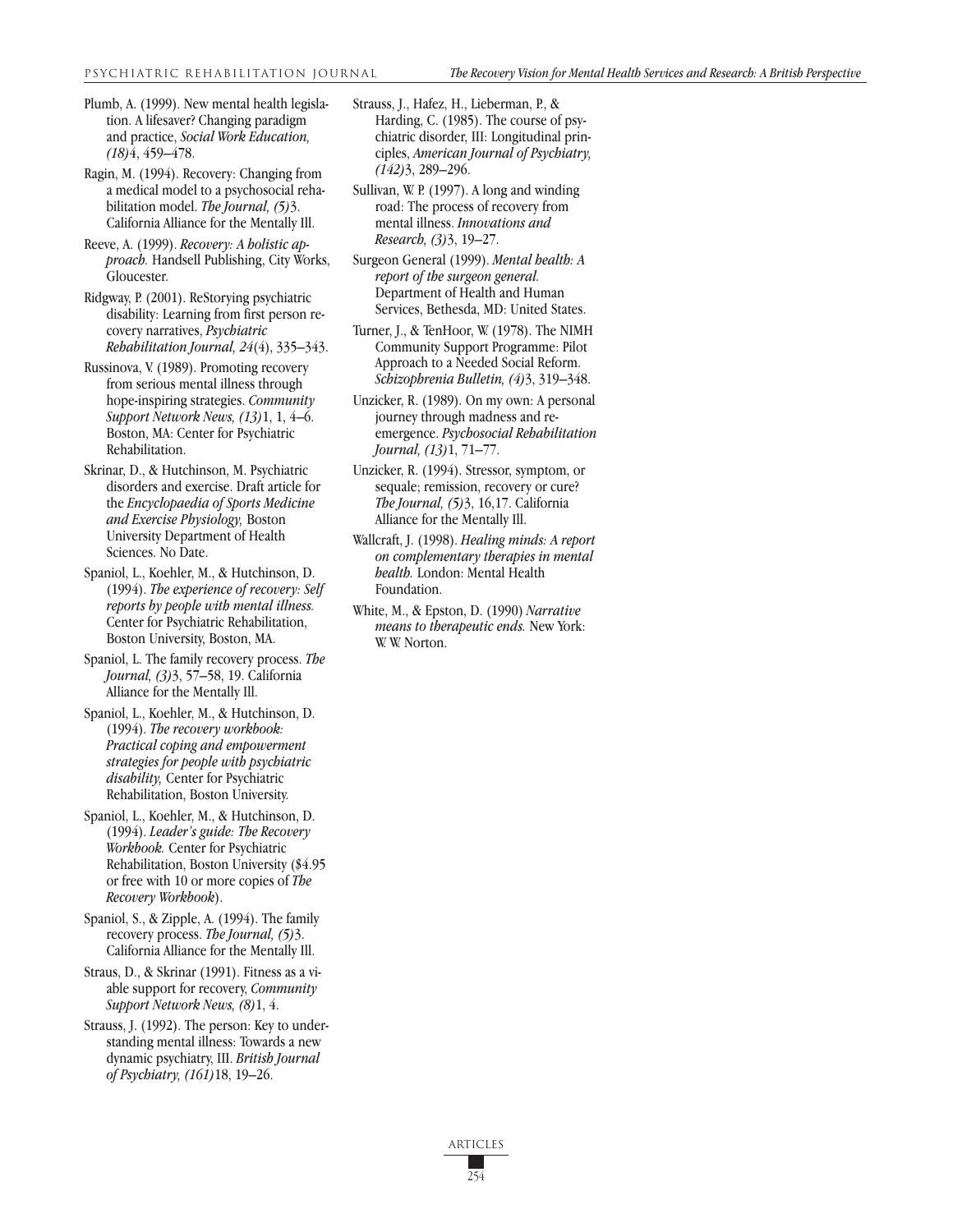Plumb, A. (1999). New mental health legislation. A lifesaver? Changing paradigm and practice, *Social Work Education, (18)*4, 459–478.

Ragin, M. (1994). Recovery: Changing from a medical model to a psychosocial rehabilitation model. *The Journal, (5)*3. California Alliance for the Mentally Ill.

Reeve, A. (1999). *Recovery: A holistic approach.* Handsell Publishing, City Works, Gloucester.

Ridgway, P. (2001). ReStorying psychiatric disability: Learning from first person recovery narratives, *Psychiatric Rehabilitation Journal, 24*(4), 335–343.

Russinova, V. (1989). Promoting recovery from serious mental illness through hope-inspiring strategies. *Community Support Network News, (13)*1, 1, 4–6. Boston, MA: Center for Psychiatric Rehabilitation.

Skrinar, D., & Hutchinson, M. Psychiatric disorders and exercise. Draft article for the *Encyclopaedia of Sports Medicine and Exercise Physiology,* Boston University Department of Health Sciences. No Date.

Spaniol, L., Koehler, M., & Hutchinson, D. (1994). *The experience of recovery: Self reports by people with mental illness.* Center for Psychiatric Rehabilitation, Boston University, Boston, MA.

Spaniol, L. The family recovery process. *The Journal, (3)*3, 57–58, 19. California Alliance for the Mentally Ill.

Spaniol, L., Koehler, M., & Hutchinson, D. (1994). *The recovery workbook: Practical coping and empowerment strategies for people with psychiatric disability,* Center for Psychiatric Rehabilitation, Boston University.

Spaniol, L., Koehler, M., & Hutchinson, D. (1994). *Leader's guide: The Recovery Workbook.* Center for Psychiatric Rehabilitation, Boston University ($4.95 or free with 10 or more copies of *The Recovery Workbook*).

Spaniol, S., & Zipple, A. (1994). The family recovery process. *The Journal, (5)*3. California Alliance for the Mentally Ill.

Straus, D., & Skrinar (1991). Fitness as a viable support for recovery, *Community Support Network News, (8)*1, 4.

Strauss, J. (1992). The person: Key to understanding mental illness: Towards a new dynamic psychiatry, III. *British Journal of Psychiatry, (161)*18, 19–26.

Strauss, J., Hafez, H., Lieberman, P., & Harding, C. (1985). The course of psychiatric disorder, III: Longitudinal principles, *American Journal of Psychiatry, (142)*3, 289–296.

Sullivan, W. P. (1997). A long and winding road: The process of recovery from mental illness. *Innovations and Research, (3)*3, 19–27.

Surgeon General (1999). *Mental health: A report of the surgeon general.* Department of Health and Human Services, Bethesda, MD: United States.

Turner, J., & TenHoor, W. (1978). The NIMH Community Support Programme: Pilot Approach to a Needed Social Reform. *Schizophrenia Bulletin, (4)*3, 319–348.

Unzicker, R. (1989). On my own: A personal journey through madness and reemergence. *Psychosocial Rehabilitation Journal, (13)*1, 71–77.

Unzicker, R. (1994). Stressor, symptom, or sequale; remission, recovery or cure? *The Journal, (5)*3, 16,17. California Alliance for the Mentally Ill.

Wallcraft, J. (1998). *Healing minds: A report on complementary therapies in mental health.* London: Mental Health Foundation.

White, M., & Epston, D. (1990) *Narrative means to therapeutic ends.* New York: W. W. Norton.